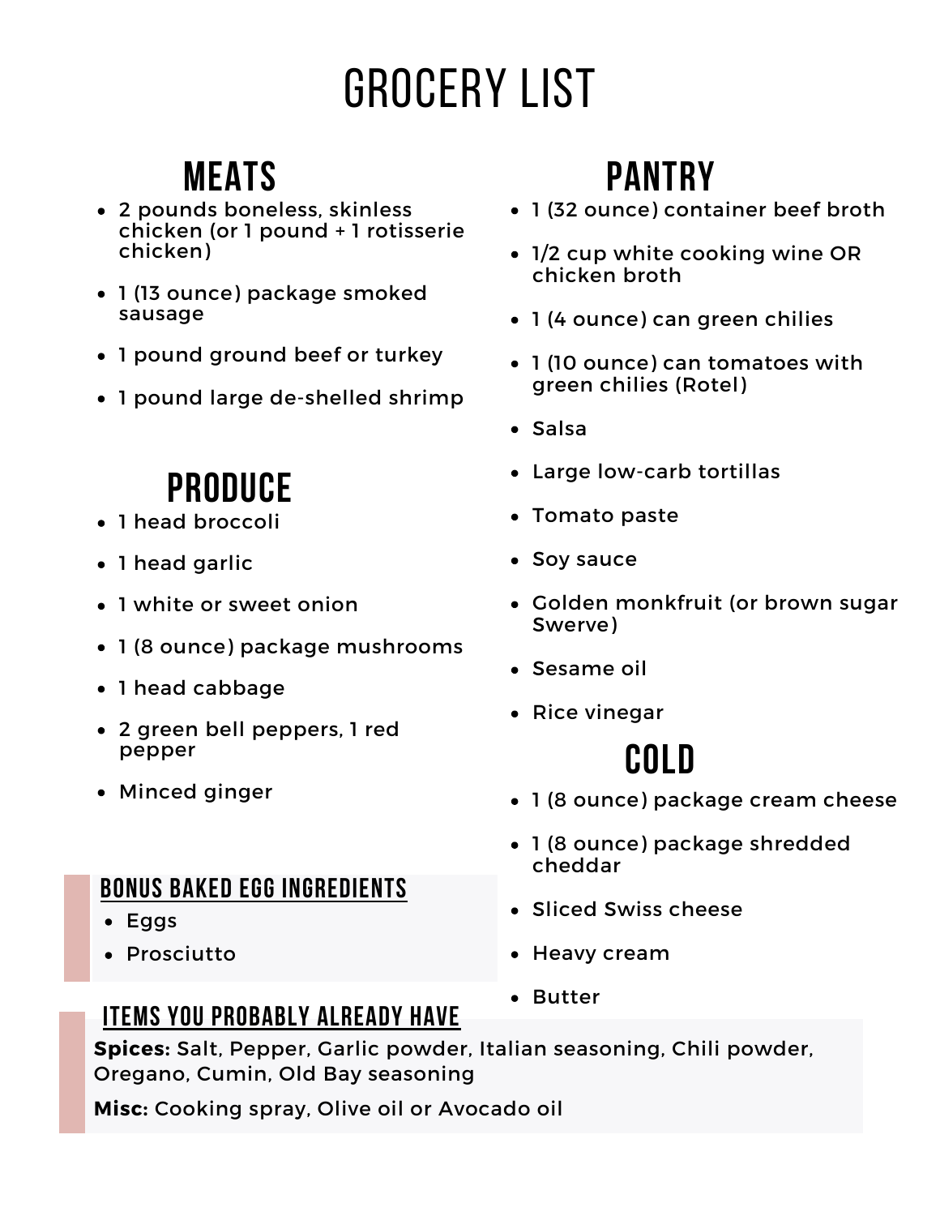# GROCERY LIST

## MEATS

- 2 pounds boneless, skinless chicken (or 1 pound + 1 rotisserie chicken)
- 1 (13 ounce) package smoked sausage
- 1 pound ground beef or turkey
- 1 pound large de-shelled shrimp

## PRODUCE

- 1 head broccoli
- 1 head garlic
- 1 white or sweet onion
- 1 (8 ounce) package mushrooms
- 1 head cabbage
- 2 green bell peppers, 1 red pepper
- Minced ginger

### BONUS BAKED EGG INGREDIENTS

- Eggs
- Prosciutto

## PANTRY

- 1 (32 ounce) container beef broth
- 1/2 cup white cooking wine OR chicken broth
- 1 (4 ounce) can green chilies
- 1 (10 ounce) can tomatoes with green chilies (Rotel)
- Salsa
- Large low-carb tortillas
- Tomato paste
- Soy sauce
- Golden monkfruit (or brown sugar Swerve)
- Sesame oil
- Rice vinegar

## COLD

- 1 (8 ounce) package cream cheese
- 1 (8 ounce) package shredded cheddar
- Sliced Swiss cheese
- Heavy cream
- Butter

### ITEMS YOU PROBABLY ALREADY HAVE

**Spices:** Salt, Pepper, Garlic powder, Italian seasoning, Chili powder, Oregano, Cumin, Old Bay seasoning

**Misc:** Cooking spray, Olive oil or Avocado oil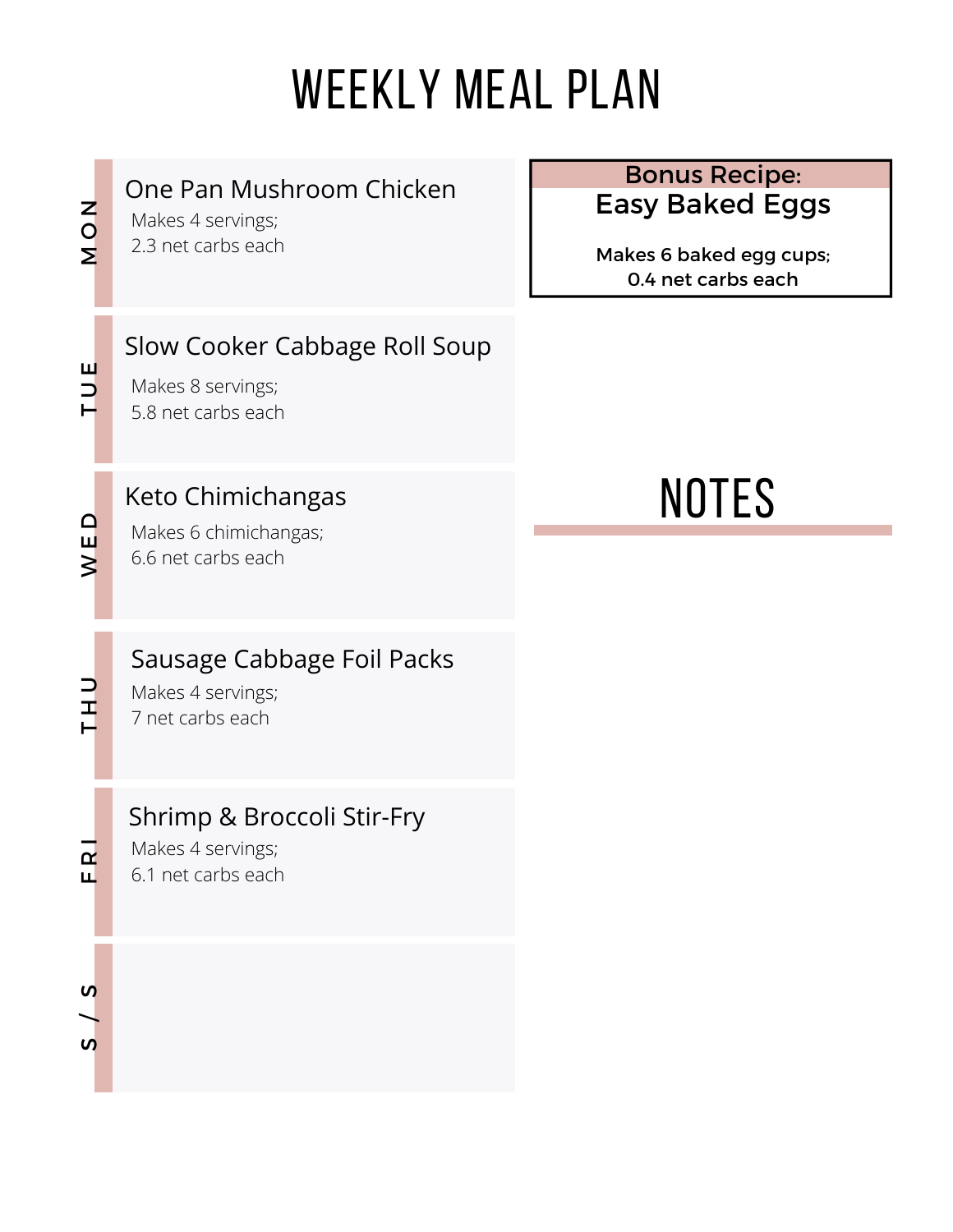# WEEKLY MEAL PLAN

**MON**

One Pan Mushroom Chicken

Makes 4 servings;
2.3 net carbs each

**TUE**

Slow Cooker Cabbage Roll Soup

Makes 8 servings;
5.8 net carbs each

**WED**

Keto Chimichangas

Makes 6 chimichangas;
6.6 net carbs each

**THU**

Sausage Cabbage Foil Packs

Makes 4 servings;
7 net carbs each

**FRI**

Shrimp & Broccoli Stir-Fry

Makes 4 servings;
6.1 net carbs each

**S / S**

**Bonus Recipe:**

**Easy Baked Eggs**

**Makes 6 baked egg cups;
0.4 net carbs each**

## NOTES